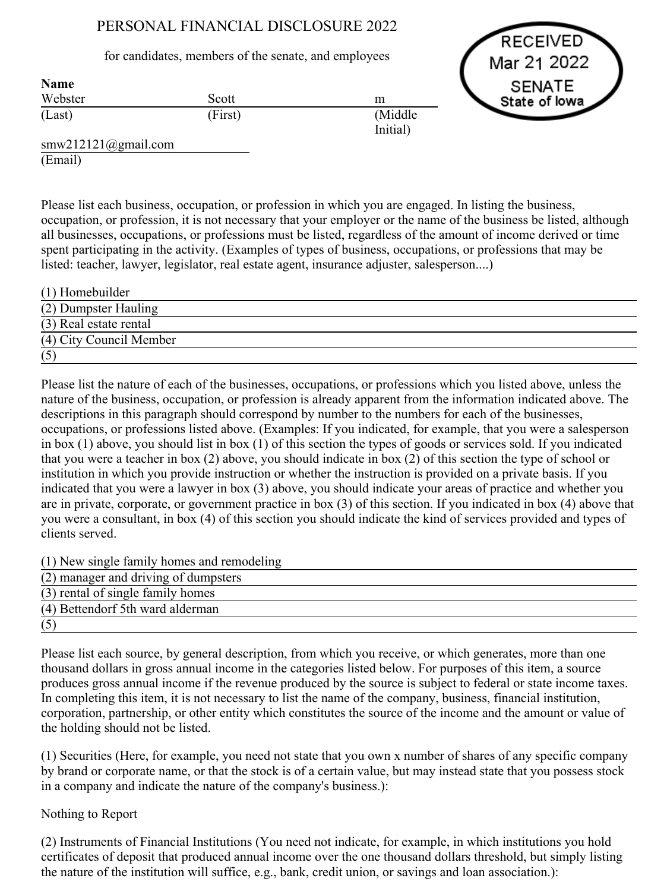# PERSONAL FINANCIAL DISCLOSURE 2022

for candidates, members of the senate, and employees

RECEIVED
Mar 21 2022
SENATE
State of Iowa

**Name**

| Webster | Scott | m |
|---|---|---|
| (Last) | (First) | (Middle Initial) |

smw212121@gmail.com
(Email)

Please list each business, occupation, or profession in which you are engaged. In listing the business, occupation, or profession, it is not necessary that your employer or the name of the business be listed, although all businesses, occupations, or professions must be listed, regardless of the amount of income derived or time spent participating in the activity. (Examples of types of business, occupations, or professions that may be listed: teacher, lawyer, legislator, real estate agent, insurance adjuster, salesperson....)

(1) Homebuilder
(2) Dumpster Hauling
(3) Real estate rental
(4) City Council Member
(5)

Please list the nature of each of the businesses, occupations, or professions which you listed above, unless the nature of the business, occupation, or profession is already apparent from the information indicated above. The descriptions in this paragraph should correspond by number to the numbers for each of the businesses, occupations, or professions listed above. (Examples: If you indicated, for example, that you were a salesperson in box (1) above, you should list in box (1) of this section the types of goods or services sold. If you indicated that you were a teacher in box (2) above, you should indicate in box (2) of this section the type of school or institution in which you provide instruction or whether the instruction is provided on a private basis. If you indicated that you were a lawyer in box (3) above, you should indicate your areas of practice and whether you are in private, corporate, or government practice in box (3) of this section. If you indicated in box (4) above that you were a consultant, in box (4) of this section you should indicate the kind of services provided and types of clients served.

(1) New single family homes and remodeling
(2) manager and driving of dumpsters
(3) rental of single family homes
(4) Bettendorf 5th ward alderman
(5)

Please list each source, by general description, from which you receive, or which generates, more than one thousand dollars in gross annual income in the categories listed below. For purposes of this item, a source produces gross annual income if the revenue produced by the source is subject to federal or state income taxes. In completing this item, it is not necessary to list the name of the company, business, financial institution, corporation, partnership, or other entity which constitutes the source of the income and the amount or value of the holding should not be listed.

(1) Securities (Here, for example, you need not state that you own x number of shares of any specific company by brand or corporate name, or that the stock is of a certain value, but may instead state that you possess stock in a company and indicate the nature of the company's business.):

Nothing to Report

(2) Instruments of Financial Institutions (You need not indicate, for example, in which institutions you hold certificates of deposit that produced annual income over the one thousand dollars threshold, but simply listing the nature of the institution will suffice, e.g., bank, credit union, or savings and loan association.):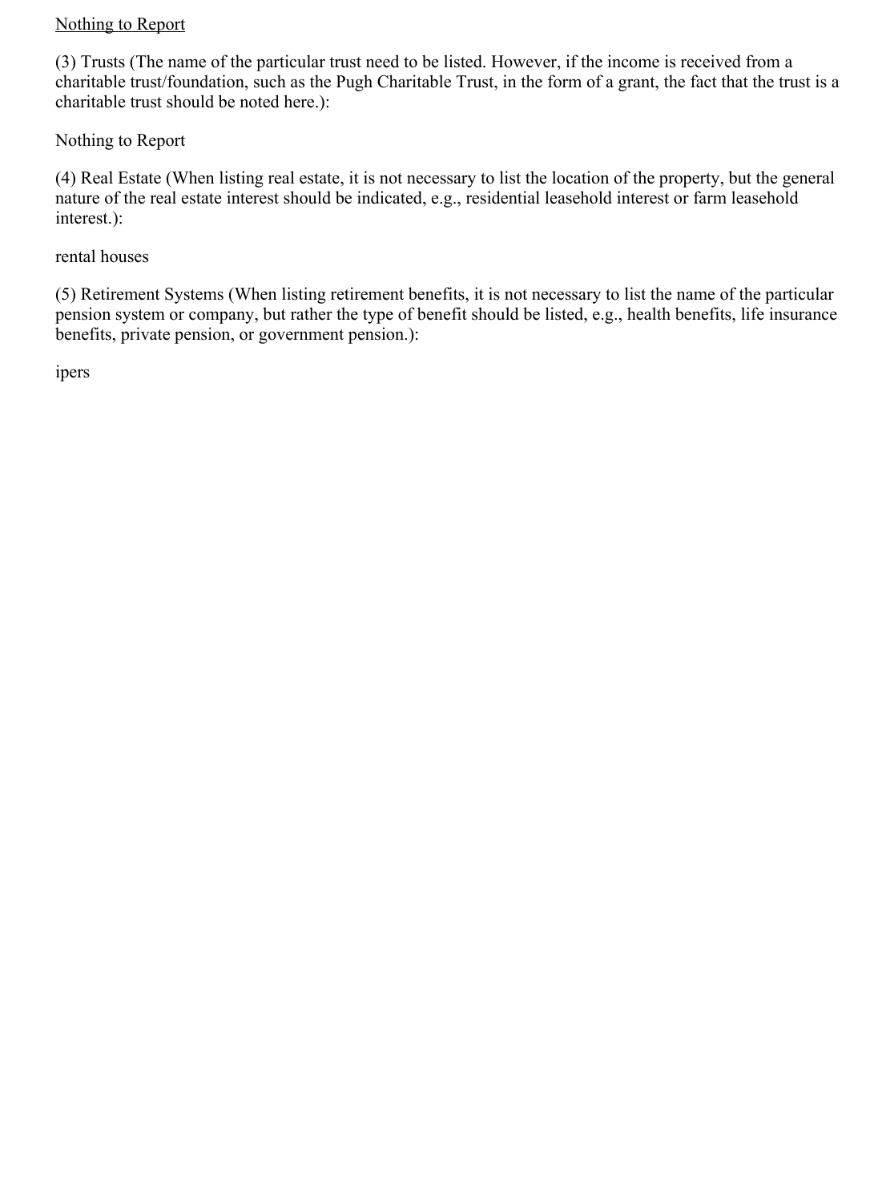Nothing to Report

(3) Trusts (The name of the particular trust need to be listed. However, if the income is received from a charitable trust/foundation, such as the Pugh Charitable Trust, in the form of a grant, the fact that the trust is a charitable trust should be noted here.):

Nothing to Report

(4) Real Estate (When listing real estate, it is not necessary to list the location of the property, but the general nature of the real estate interest should be indicated, e.g., residential leasehold interest or farm leasehold interest.):

rental houses

(5) Retirement Systems (When listing retirement benefits, it is not necessary to list the name of the particular pension system or company, but rather the type of benefit should be listed, e.g., health benefits, life insurance benefits, private pension, or government pension.):

ipers